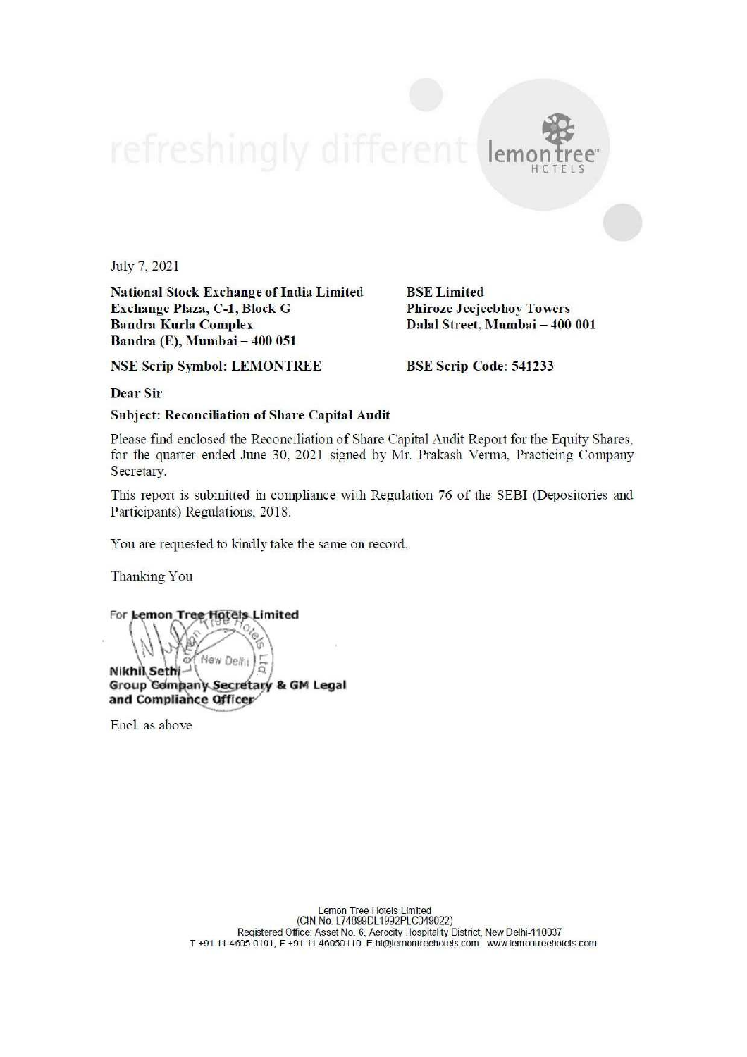refreshingly different lemon tree HOTELS

July 7, 2021

**National Stock Exchange of India Limited**
**Exchange Plaza, C-1, Block G**
**Bandra Kurla Complex**
**Bandra (E), Mumbai – 400 051**

**NSE Scrip Symbol: LEMONTREE**

**BSE Limited**
**Phiroze Jeejeebhoy Towers**
**Dalal Street, Mumbai – 400 001**

**BSE Scrip Code: 541233**

**Dear Sir**

**Subject: Reconciliation of Share Capital Audit**

Please find enclosed the Reconciliation of Share Capital Audit Report for the Equity Shares, for the quarter ended June 30, 2021 signed by Mr. Prakash Verma, Practicing Company Secretary.

This report is submitted in compliance with Regulation 76 of the SEBI (Depositories and Participants) Regulations, 2018.

You are requested to kindly take the same on record.

Thanking You

For **Lemon Tree Hotels Limited**

**Nikhil Sethi**
**Group Company Secretary & GM Legal and Compliance Officer**

Encl. as above

Lemon Tree Hotels Limited
(CIN No. L74899DL1992PLC049022)
Registered Office: Asset No. 6, Aerocity Hospitality District, New Delhi-110037
T +91 11 4605 0101, F +91 11 46050110. E hi@lemontreehotels.com www.lemontreehotels.com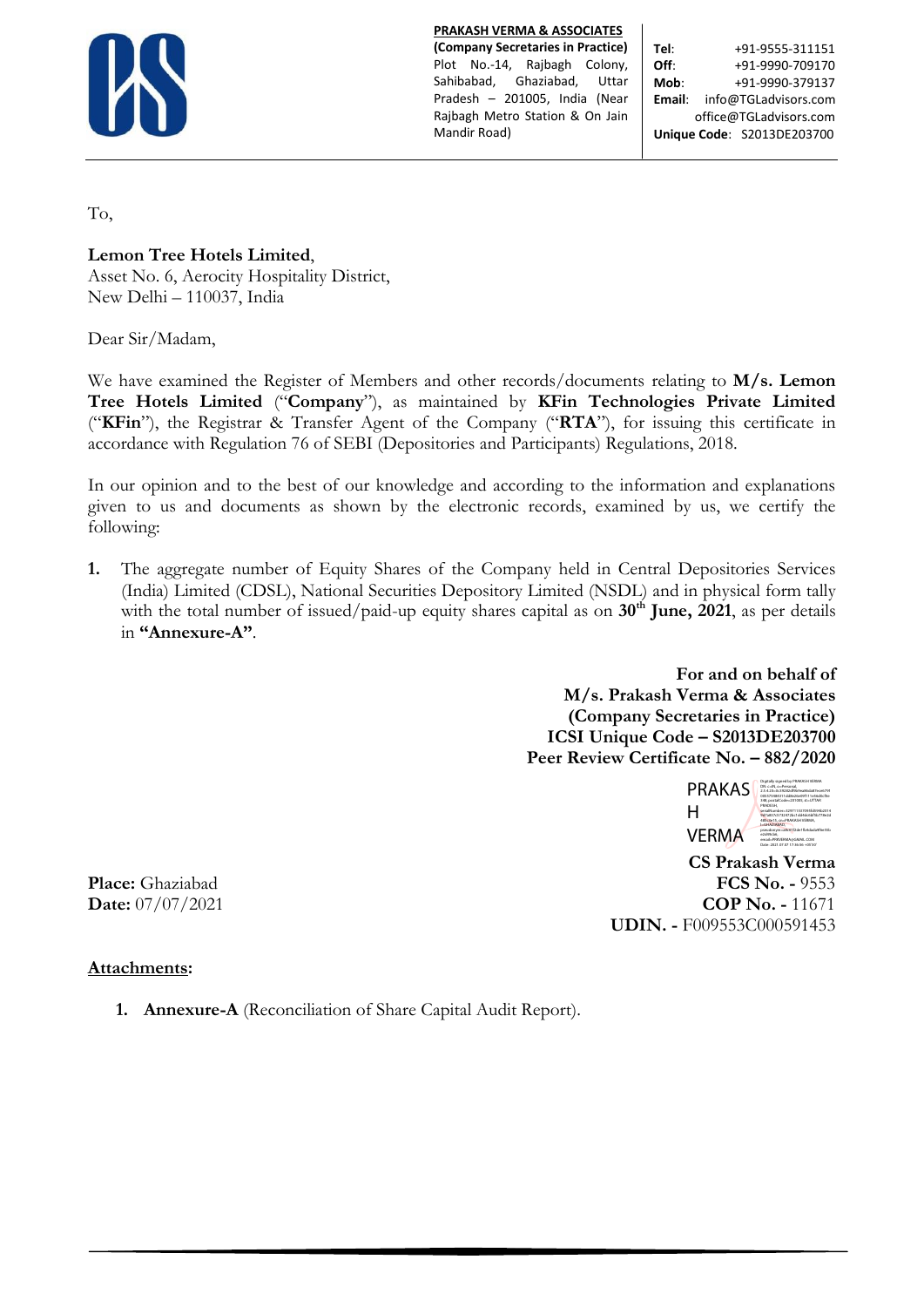**PRAKASH VERMA & ASSOCIATES**
**(Company Secretaries in Practice)**
Plot No.-14, Rajbagh Colony, Sahibabad, Ghaziabad, Uttar Pradesh – 201005, India (Near Rajbagh Metro Station & On Jain Mandir Road)

**Tel**: +91-9555-311151
**Off**: +91-9990-709170
**Mob**: +91-9990-379137
**Email**: info@TGLadvisors.com
office@TGLadvisors.com
**Unique Code**: S2013DE203700

To,

**Lemon Tree Hotels Limited**,
Asset No. 6, Aerocity Hospitality District,
New Delhi – 110037, India

Dear Sir/Madam,

We have examined the Register of Members and other records/documents relating to **M/s. Lemon Tree Hotels Limited** ("**Company**"), as maintained by **KFin Technologies Private Limited** ("**KFin**"), the Registrar & Transfer Agent of the Company ("**RTA**"), for issuing this certificate in accordance with Regulation 76 of SEBI (Depositories and Participants) Regulations, 2018.

In our opinion and to the best of our knowledge and according to the information and explanations given to us and documents as shown by the electronic records, examined by us, we certify the following:

1. The aggregate number of Equity Shares of the Company held in Central Depositories Services (India) Limited (CDSL), National Securities Depository Limited (NSDL) and in physical form tally with the total number of issued/paid-up equity shares capital as on **30th June, 2021**, as per details in **"Annexure-A"**.

**For and on behalf of**
**M/s. Prakash Verma & Associates**
**(Company Secretaries in Practice)**
**ICSI Unique Code – S2013DE203700**
**Peer Review Certificate No. – 882/2020**

PRAKASH VERMA

**CS Prakash Verma**
**FCS No. -** 9553
**COP No. -** 11671
**UDIN. -** F009553C000591453

**Place:** Ghaziabad
**Date:** 07/07/2021

**Attachments:**

1. **Annexure-A** (Reconciliation of Share Capital Audit Report).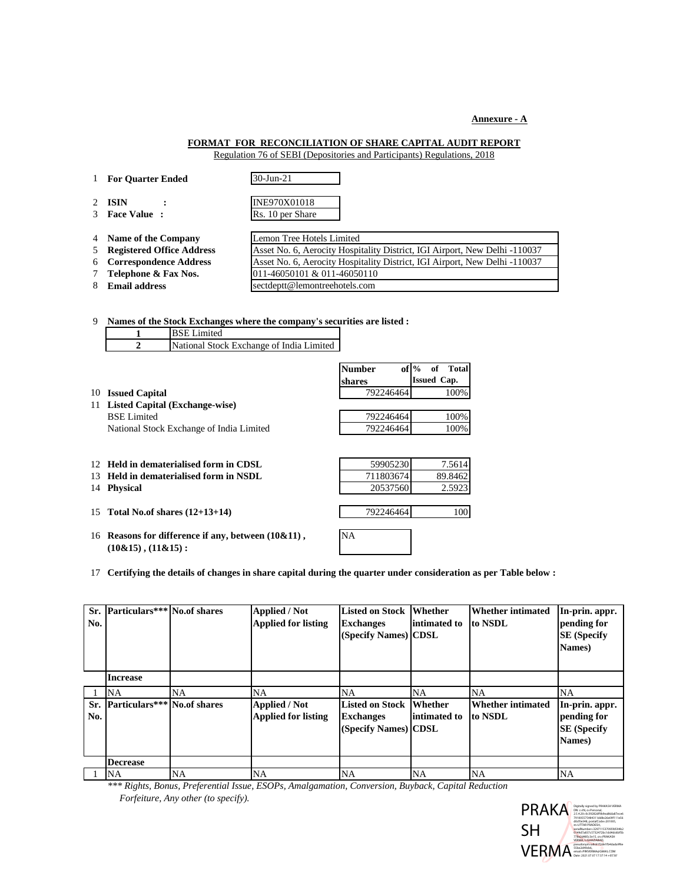**Annexure - A**

## FORMAT FOR RECONCILIATION OF SHARE CAPITAL AUDIT REPORT

Regulation 76 of SEBI (Depositories and Participants) Regulations, 2018

| | | |
|---|---|---|
| 1 | **For Quarter Ended** | 30-Jun-21 |
| 2 | **ISIN :** | INE970X01018 |
| 3 | **Face Value :** | Rs. 10 per Share |
| 4 | **Name of the Company** | Lemon Tree Hotels Limited |
| 5 | **Registered Office Address** | Asset No. 6, Aerocity Hospitality District, IGI Airport, New Delhi -110037 |
| 6 | **Correspondence Address** | Asset No. 6, Aerocity Hospitality District, IGI Airport, New Delhi -110037 |
| 7 | **Telephone & Fax Nos.** | 011-46050101 & 011-46050110 |
| 8 | **Email address** | sectdeptt@lemontreehotels.com |

9 **Names of the Stock Exchanges where the company's securities are listed :**

| | |
|---|---|
| **1** | BSE Limited |
| **2** | National Stock Exchange of India Limited |

| | | Number of shares | % of Total Issued Cap. |
|---|---|---|---|
| 10 | **Issued Capital** | 792246464 | 100% |
| 11 | **Listed Capital (Exchange-wise)** | | |
| | BSE Limited | 792246464 | 100% |
| | National Stock Exchange of India Limited | 792246464 | 100% |
| 12 | **Held in dematerialised form in CDSL** | 59905230 | 7.5614 |
| 13 | **Held in dematerialised form in NSDL** | 711803674 | 89.8462 |
| 14 | **Physical** | 20537560 | 2.5923 |
| 15 | **Total No.of shares (12+13+14)** | 792246464 | 100 |
| 16 | **Reasons for difference if any, between (10&11), (10&15), (11&15) :** | NA | |

17 **Certifying the details of changes in share capital during the quarter under consideration as per Table below :**

| Sr. No. | Particulars*** | No.of shares | Applied / Not Applied for listing | Listed on Stock Exchanges (Specify Names) | Whether intimated to CDSL | Whether intimated to NSDL | In-prin. appr. pending for SE (Specify Names) |
|---|---|---|---|---|---|---|---|
| | **Increase** | | | | | | |
| 1 | NA | NA | NA | NA | NA | NA | NA |
| **Sr. No.** | **Particulars*** ** | **No.of shares** | **Applied / Not Applied for listing** | **Listed on Stock Exchanges (Specify Names)** | **Whether intimated to CDSL** | **Whether intimated to NSDL** | **In-prin. appr. pending for SE (Specify Names)** |
| | **Decrease** | | | | | | |
| 1 | NA | NA | NA | NA | NA | NA | NA |

*\*\*\* Rights, Bonus, Preferential Issue, ESOPs, Amalgamation, Conversion, Buyback, Capital Reduction Forfeiture, Any other (to specify).*

PRAKASH VERMA
Digitally signed by PRAKASH VERMA
Date: 2021.07.07 17:37:14 +05'30'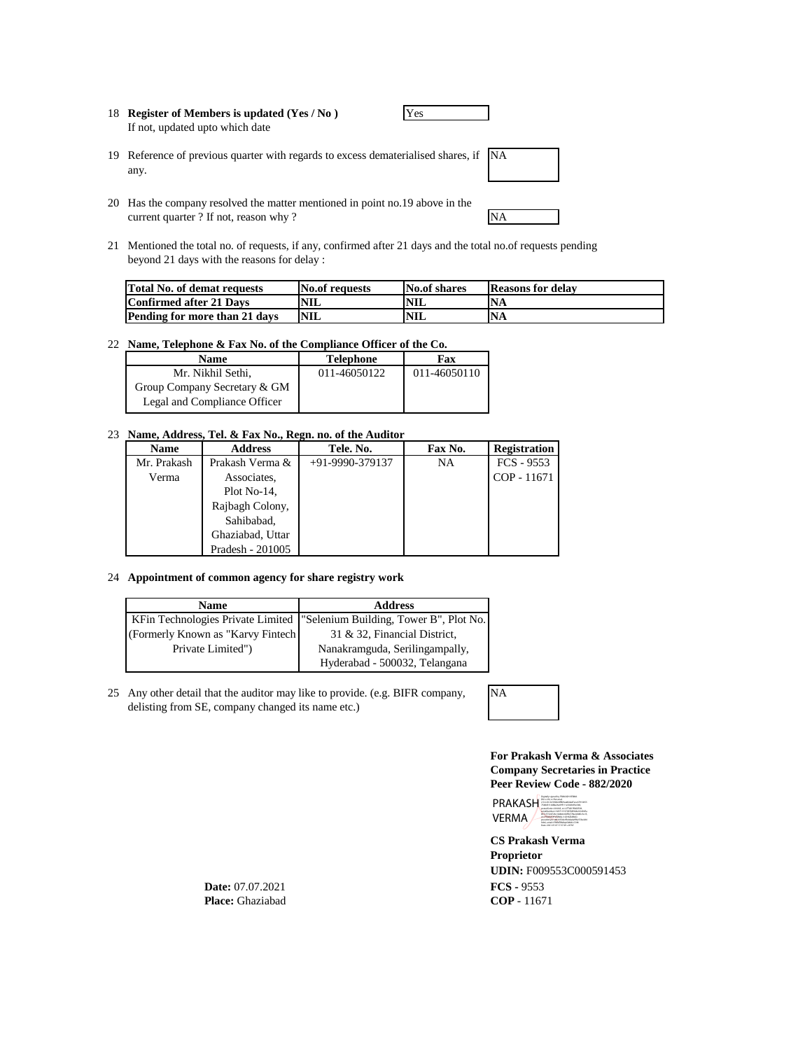18 **Register of Members is updated (Yes / No )** Yes
If not, updated upto which date

19 Reference of previous quarter with regards to excess dematerialised shares, if any. NA

20 Has the company resolved the matter mentioned in point no.19 above in the current quarter ? If not, reason why ? NA

21 Mentioned the total no. of requests, if any, confirmed after 21 days and the total no.of requests pending beyond 21 days with the reasons for delay :

| **Total No. of demat requests** | **No.of requests** | **No.of shares** | **Reasons for delay** |
|---|---|---|---|
| **Confirmed after 21 Days** | **NIL** | **NIL** | **NA** |
| **Pending for more than 21 days** | **NIL** | **NIL** | **NA** |

22 **Name, Telephone & Fax No. of the Compliance Officer of the Co.**

| Name | Telephone | Fax |
|---|---|---|
| Mr. Nikhil Sethi, Group Company Secretary & GM Legal and Compliance Officer | 011-46050122 | 011-46050110 |

23 **Name, Address, Tel. & Fax No., Regn. no. of the Auditor**

| Name | Address | Tele. No. | Fax No. | Registration |
|---|---|---|---|---|
| Mr. Prakash Verma | Prakash Verma & Associates, Plot No-14, Rajbagh Colony, Sahibabad, Ghaziabad, Uttar Pradesh - 201005 | +91-9990-379137 | NA | FCS - 9553 COP - 11671 |

24 **Appointment of common agency for share registry work**

| Name | Address |
|---|---|
| KFin Technologies Private Limited (Formerly Known as "Karvy Fintech Private Limited") | "Selenium Building, Tower B", Plot No. 31 & 32, Financial District, Nanakramguda, Serilingampally, Hyderabad - 500032, Telangana |

25 Any other detail that the auditor may like to provide. (e.g. BIFR company, delisting from SE, company changed its name etc.) NA

**For Prakash Verma & Associates**
**Company Secretaries in Practice**
**Peer Review Code - 882/2020**

PRAKASH VERMA

**CS Prakash Verma**
**Proprietor**
**UDIN:** F009553C000591453
**FCS** - 9553
**COP** - 11671

**Date:** 07.07.2021
**Place:** Ghaziabad